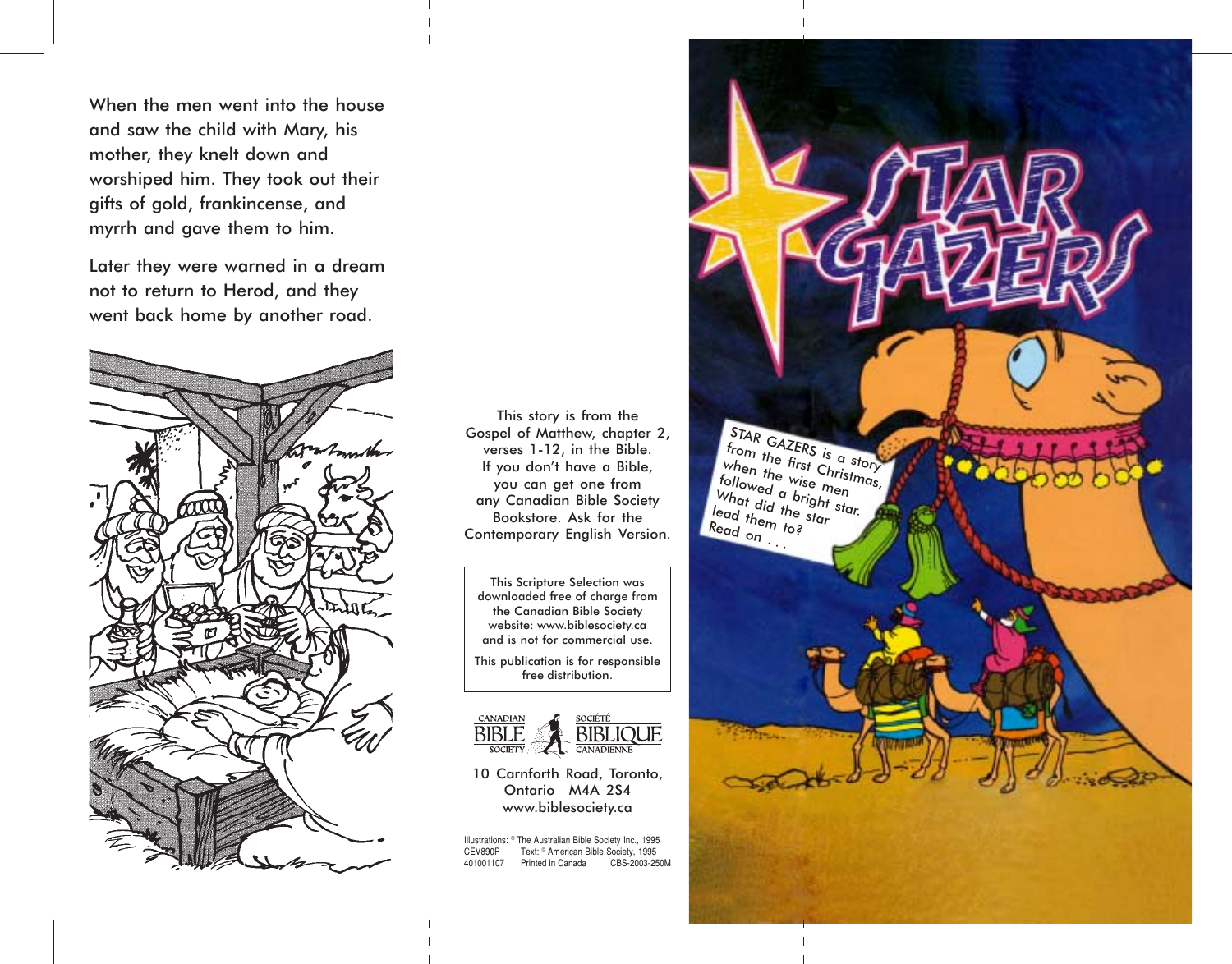When the men went into the house and saw the child with Mary, his mother, they knelt down and worshiped him. They took out their gifts of gold, frankincense, and myrrh and gave them to him.

Later they were warned in a dream not to return to Herod, and they went back home by another road.

This story is from the Gospel of Matthew, chapter 2, verses 1-12, in the Bible. If you don't have a Bible, you can get one from any Canadian Bible Society Bookstore. Ask for the Contemporary English Version.

This Scripture Selection was downloaded free of charge from the Canadian Bible Society website: www.biblesociety.ca and is not for commercial use.

This publication is for responsible free distribution.

CANADIAN BIBLE SOCIETY — SOCIÉTÉ BIBLIQUE CANADIENNE

10 Carnforth Road, Toronto, Ontario M4A 2S4
www.biblesociety.ca

Illustrations: © The Australian Bible Society Inc., 1995
CEV890P Text: © American Bible Society, 1995
401001107 Printed in Canada CBS-2003-250M

# STAR GAZERS

STAR GAZERS is a story from the first Christmas, when the wise men followed a bright star. What did the star lead them to? Read on . . .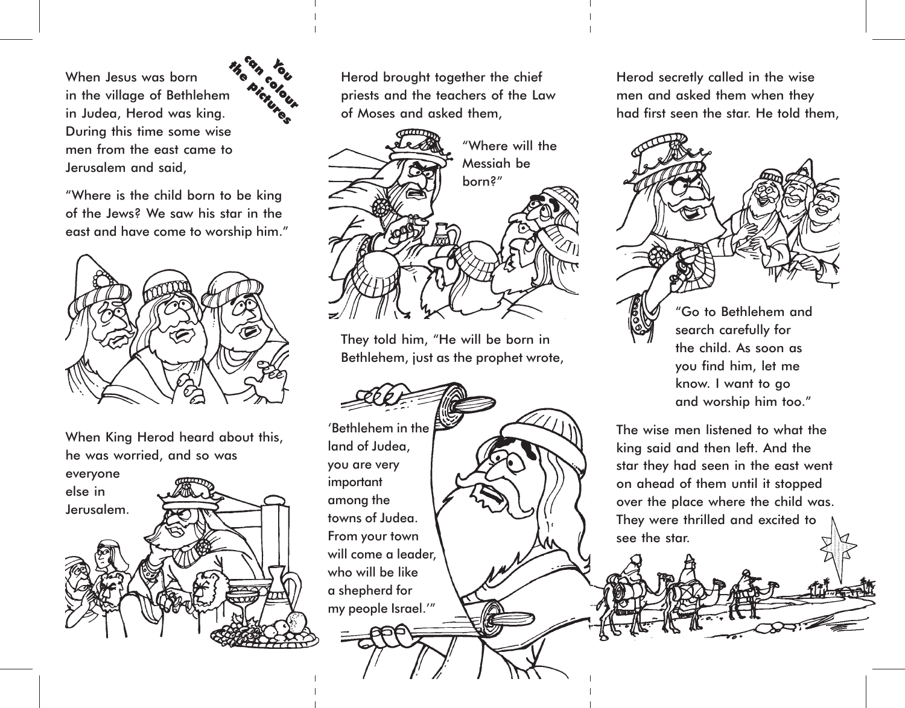*You can colour the pictures*

When Jesus was born in the village of Bethlehem in Judea, Herod was king. During this time some wise men from the east came to Jerusalem and said,

"Where is the child born to be king of the Jews? We saw his star in the east and have come to worship him."

When King Herod heard about this, he was worried, and so was everyone else in Jerusalem.

Herod brought together the chief priests and the teachers of the Law of Moses and asked them,

"Where will the Messiah be born?"

They told him, "He will be born in Bethlehem, just as the prophet wrote,

'Bethlehem in the land of Judea, you are very important among the towns of Judea. From your town will come a leader, who will be like a shepherd for my people Israel.'"

Herod secretly called in the wise men and asked them when they had first seen the star. He told them,

"Go to Bethlehem and search carefully for the child. As soon as you find him, let me know. I want to go and worship him too."

The wise men listened to what the king said and then left. And the star they had seen in the east went on ahead of them until it stopped over the place where the child was. They were thrilled and excited to see the star.